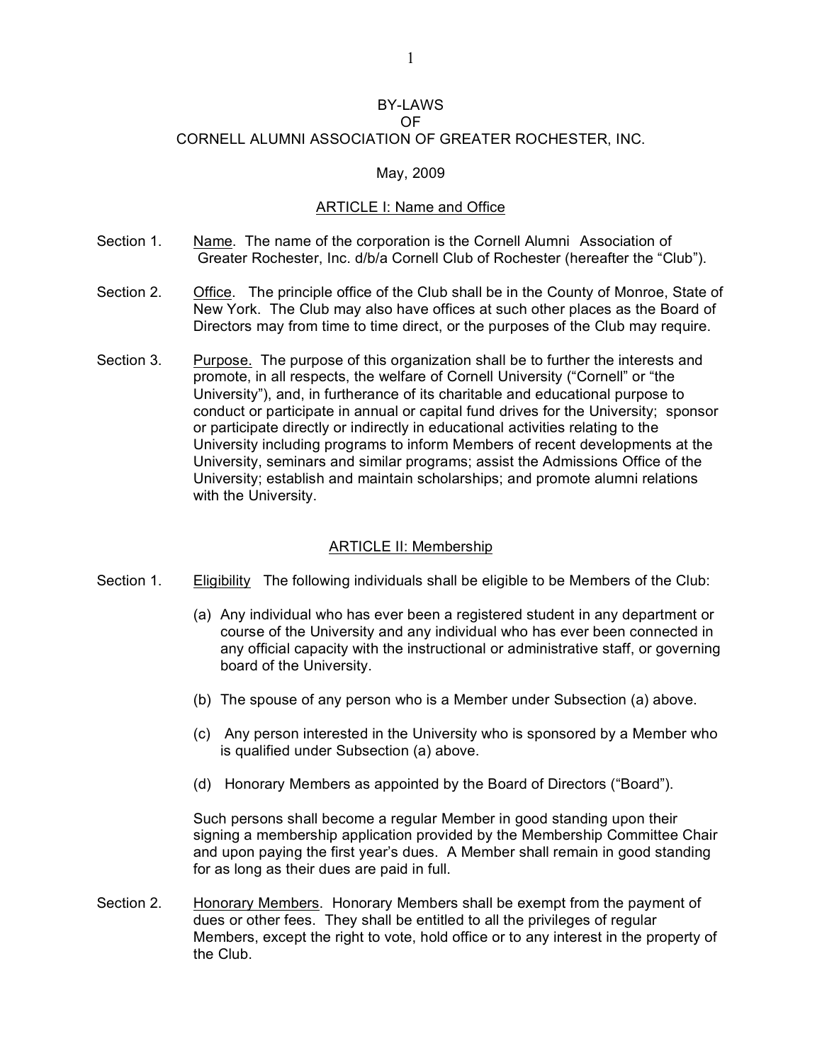# BY-LAWS
# OF
# CORNELL ALUMNI ASSOCIATION OF GREATER ROCHESTER, INC.

May, 2009

## ARTICLE I: Name and Office

Section 1. Name. The name of the corporation is the Cornell Alumni Association of Greater Rochester, Inc. d/b/a Cornell Club of Rochester (hereafter the "Club").

Section 2. Office. The principle office of the Club shall be in the County of Monroe, State of New York. The Club may also have offices at such other places as the Board of Directors may from time to time direct, or the purposes of the Club may require.

Section 3. Purpose. The purpose of this organization shall be to further the interests and promote, in all respects, the welfare of Cornell University ("Cornell" or "the University"), and, in furtherance of its charitable and educational purpose to conduct or participate in annual or capital fund drives for the University; sponsor or participate directly or indirectly in educational activities relating to the University including programs to inform Members of recent developments at the University, seminars and similar programs; assist the Admissions Office of the University; establish and maintain scholarships; and promote alumni relations with the University.

## ARTICLE II: Membership

Section 1. Eligibility The following individuals shall be eligible to be Members of the Club:

(a) Any individual who has ever been a registered student in any department or course of the University and any individual who has ever been connected in any official capacity with the instructional or administrative staff, or governing board of the University.

(b) The spouse of any person who is a Member under Subsection (a) above.

(c) Any person interested in the University who is sponsored by a Member who is qualified under Subsection (a) above.

(d) Honorary Members as appointed by the Board of Directors ("Board").

Such persons shall become a regular Member in good standing upon their signing a membership application provided by the Membership Committee Chair and upon paying the first year's dues. A Member shall remain in good standing for as long as their dues are paid in full.

Section 2. Honorary Members. Honorary Members shall be exempt from the payment of dues or other fees. They shall be entitled to all the privileges of regular Members, except the right to vote, hold office or to any interest in the property of the Club.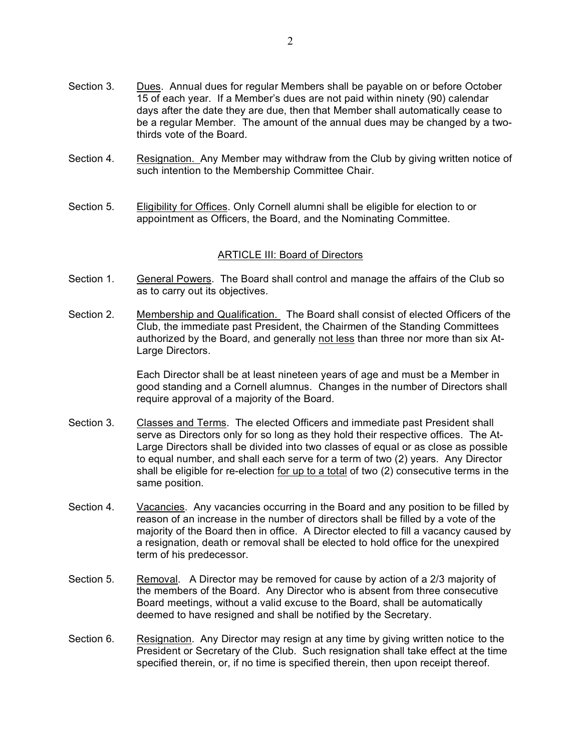Section 3. Dues. Annual dues for regular Members shall be payable on or before October 15 of each year. If a Member's dues are not paid within ninety (90) calendar days after the date they are due, then that Member shall automatically cease to be a regular Member. The amount of the annual dues may be changed by a two-thirds vote of the Board.

Section 4. Resignation. Any Member may withdraw from the Club by giving written notice of such intention to the Membership Committee Chair.

Section 5. Eligibility for Offices. Only Cornell alumni shall be eligible for election to or appointment as Officers, the Board, and the Nominating Committee.

## ARTICLE III: Board of Directors

Section 1. General Powers. The Board shall control and manage the affairs of the Club so as to carry out its objectives.

Section 2. Membership and Qualification. The Board shall consist of elected Officers of the Club, the immediate past President, the Chairmen of the Standing Committees authorized by the Board, and generally not less than three nor more than six At-Large Directors.

Each Director shall be at least nineteen years of age and must be a Member in good standing and a Cornell alumnus. Changes in the number of Directors shall require approval of a majority of the Board.

Section 3. Classes and Terms. The elected Officers and immediate past President shall serve as Directors only for so long as they hold their respective offices. The At-Large Directors shall be divided into two classes of equal or as close as possible to equal number, and shall each serve for a term of two (2) years. Any Director shall be eligible for re-election for up to a total of two (2) consecutive terms in the same position.

Section 4. Vacancies. Any vacancies occurring in the Board and any position to be filled by reason of an increase in the number of directors shall be filled by a vote of the majority of the Board then in office. A Director elected to fill a vacancy caused by a resignation, death or removal shall be elected to hold office for the unexpired term of his predecessor.

Section 5. Removal. A Director may be removed for cause by action of a 2/3 majority of the members of the Board. Any Director who is absent from three consecutive Board meetings, without a valid excuse to the Board, shall be automatically deemed to have resigned and shall be notified by the Secretary.

Section 6. Resignation. Any Director may resign at any time by giving written notice to the President or Secretary of the Club. Such resignation shall take effect at the time specified therein, or, if no time is specified therein, then upon receipt thereof.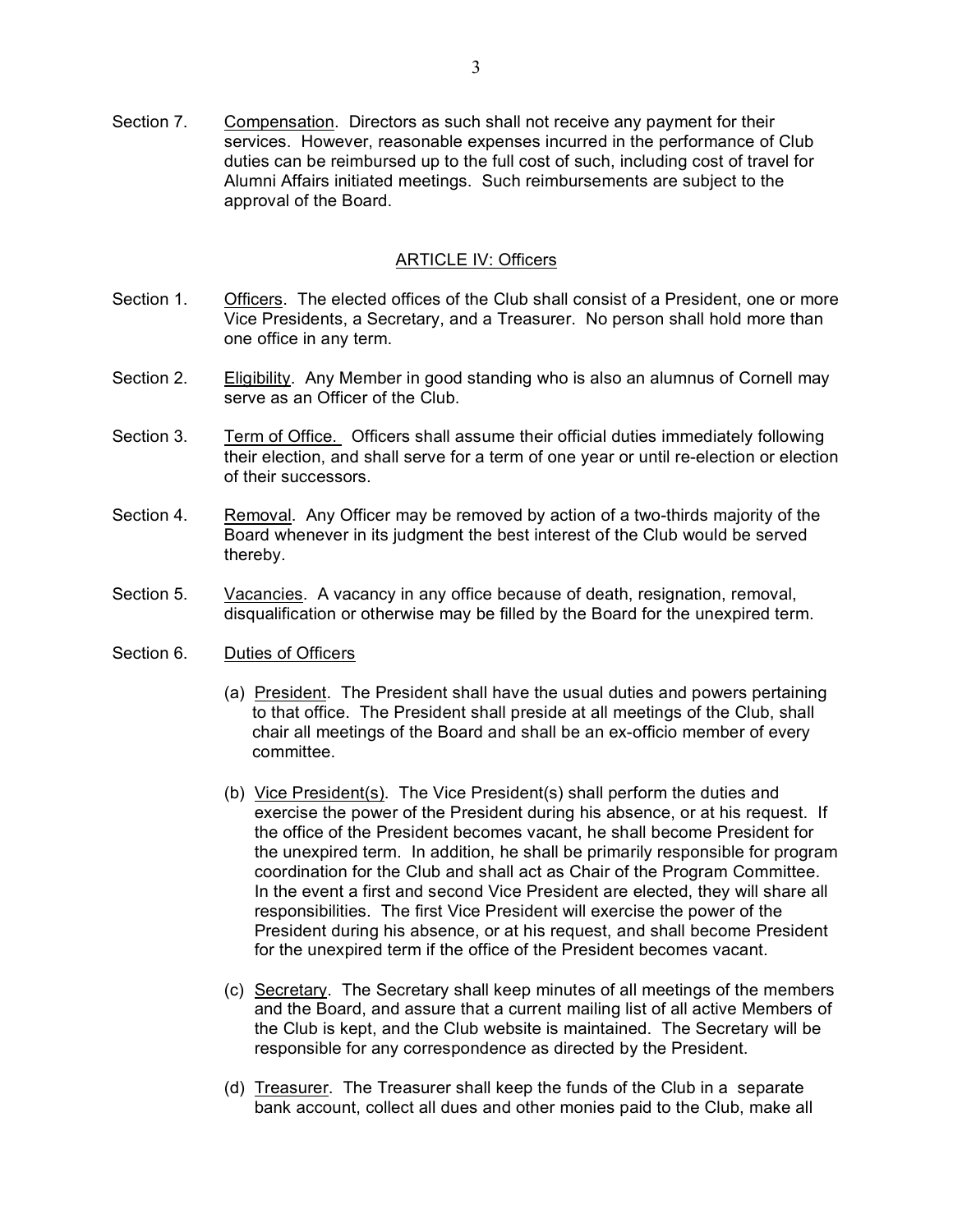Section 7. Compensation. Directors as such shall not receive any payment for their services. However, reasonable expenses incurred in the performance of Club duties can be reimbursed up to the full cost of such, including cost of travel for Alumni Affairs initiated meetings. Such reimbursements are subject to the approval of the Board.

## ARTICLE IV: Officers

Section 1. Officers. The elected offices of the Club shall consist of a President, one or more Vice Presidents, a Secretary, and a Treasurer. No person shall hold more than one office in any term.

Section 2. Eligibility. Any Member in good standing who is also an alumnus of Cornell may serve as an Officer of the Club.

Section 3. Term of Office. Officers shall assume their official duties immediately following their election, and shall serve for a term of one year or until re-election or election of their successors.

Section 4. Removal. Any Officer may be removed by action of a two-thirds majority of the Board whenever in its judgment the best interest of the Club would be served thereby.

Section 5. Vacancies. A vacancy in any office because of death, resignation, removal, disqualification or otherwise may be filled by the Board for the unexpired term.

Section 6. Duties of Officers

(a) President. The President shall have the usual duties and powers pertaining to that office. The President shall preside at all meetings of the Club, shall chair all meetings of the Board and shall be an ex-officio member of every committee.

(b) Vice President(s). The Vice President(s) shall perform the duties and exercise the power of the President during his absence, or at his request. If the office of the President becomes vacant, he shall become President for the unexpired term. In addition, he shall be primarily responsible for program coordination for the Club and shall act as Chair of the Program Committee. In the event a first and second Vice President are elected, they will share all responsibilities. The first Vice President will exercise the power of the President during his absence, or at his request, and shall become President for the unexpired term if the office of the President becomes vacant.

(c) Secretary. The Secretary shall keep minutes of all meetings of the members and the Board, and assure that a current mailing list of all active Members of the Club is kept, and the Club website is maintained. The Secretary will be responsible for any correspondence as directed by the President.

(d) Treasurer. The Treasurer shall keep the funds of the Club in a separate bank account, collect all dues and other monies paid to the Club, make all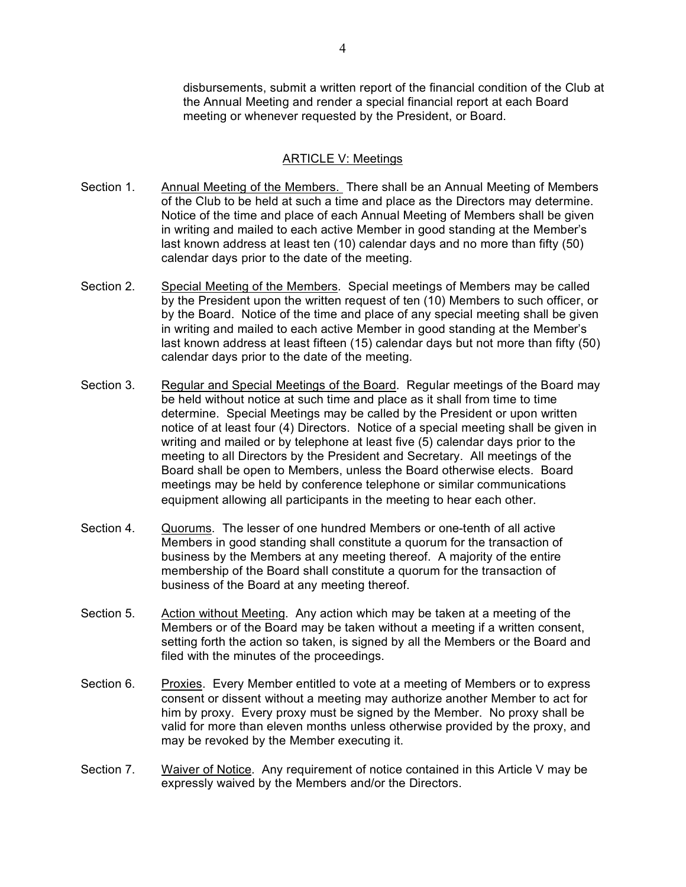disbursements, submit a written report of the financial condition of the Club at the Annual Meeting and render a special financial report at each Board meeting or whenever requested by the President, or Board.

## ARTICLE V: Meetings

Section 1. Annual Meeting of the Members. There shall be an Annual Meeting of Members of the Club to be held at such a time and place as the Directors may determine. Notice of the time and place of each Annual Meeting of Members shall be given in writing and mailed to each active Member in good standing at the Member's last known address at least ten (10) calendar days and no more than fifty (50) calendar days prior to the date of the meeting.

Section 2. Special Meeting of the Members. Special meetings of Members may be called by the President upon the written request of ten (10) Members to such officer, or by the Board. Notice of the time and place of any special meeting shall be given in writing and mailed to each active Member in good standing at the Member's last known address at least fifteen (15) calendar days but not more than fifty (50) calendar days prior to the date of the meeting.

Section 3. Regular and Special Meetings of the Board. Regular meetings of the Board may be held without notice at such time and place as it shall from time to time determine. Special Meetings may be called by the President or upon written notice of at least four (4) Directors. Notice of a special meeting shall be given in writing and mailed or by telephone at least five (5) calendar days prior to the meeting to all Directors by the President and Secretary. All meetings of the Board shall be open to Members, unless the Board otherwise elects. Board meetings may be held by conference telephone or similar communications equipment allowing all participants in the meeting to hear each other.

Section 4. Quorums. The lesser of one hundred Members or one-tenth of all active Members in good standing shall constitute a quorum for the transaction of business by the Members at any meeting thereof. A majority of the entire membership of the Board shall constitute a quorum for the transaction of business of the Board at any meeting thereof.

Section 5. Action without Meeting. Any action which may be taken at a meeting of the Members or of the Board may be taken without a meeting if a written consent, setting forth the action so taken, is signed by all the Members or the Board and filed with the minutes of the proceedings.

Section 6. Proxies. Every Member entitled to vote at a meeting of Members or to express consent or dissent without a meeting may authorize another Member to act for him by proxy. Every proxy must be signed by the Member. No proxy shall be valid for more than eleven months unless otherwise provided by the proxy, and may be revoked by the Member executing it.

Section 7. Waiver of Notice. Any requirement of notice contained in this Article V may be expressly waived by the Members and/or the Directors.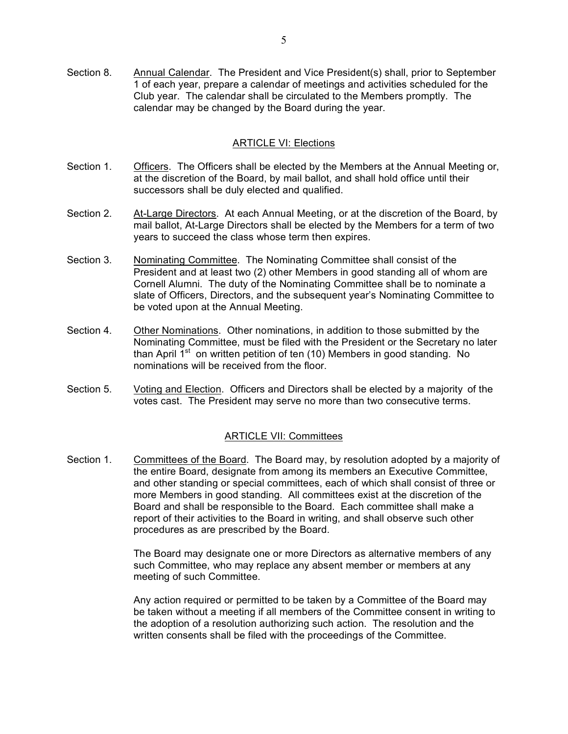Section 8. Annual Calendar. The President and Vice President(s) shall, prior to September 1 of each year, prepare a calendar of meetings and activities scheduled for the Club year. The calendar shall be circulated to the Members promptly. The calendar may be changed by the Board during the year.

## ARTICLE VI: Elections

Section 1. Officers. The Officers shall be elected by the Members at the Annual Meeting or, at the discretion of the Board, by mail ballot, and shall hold office until their successors shall be duly elected and qualified.

Section 2. At-Large Directors. At each Annual Meeting, or at the discretion of the Board, by mail ballot, At-Large Directors shall be elected by the Members for a term of two years to succeed the class whose term then expires.

Section 3. Nominating Committee. The Nominating Committee shall consist of the President and at least two (2) other Members in good standing all of whom are Cornell Alumni. The duty of the Nominating Committee shall be to nominate a slate of Officers, Directors, and the subsequent year's Nominating Committee to be voted upon at the Annual Meeting.

Section 4. Other Nominations. Other nominations, in addition to those submitted by the Nominating Committee, must be filed with the President or the Secretary no later than April 1st on written petition of ten (10) Members in good standing. No nominations will be received from the floor.

Section 5. Voting and Election. Officers and Directors shall be elected by a majority of the votes cast. The President may serve no more than two consecutive terms.

## ARTICLE VII: Committees

Section 1. Committees of the Board. The Board may, by resolution adopted by a majority of the entire Board, designate from among its members an Executive Committee, and other standing or special committees, each of which shall consist of three or more Members in good standing. All committees exist at the discretion of the Board and shall be responsible to the Board. Each committee shall make a report of their activities to the Board in writing, and shall observe such other procedures as are prescribed by the Board.

The Board may designate one or more Directors as alternative members of any such Committee, who may replace any absent member or members at any meeting of such Committee.

Any action required or permitted to be taken by a Committee of the Board may be taken without a meeting if all members of the Committee consent in writing to the adoption of a resolution authorizing such action. The resolution and the written consents shall be filed with the proceedings of the Committee.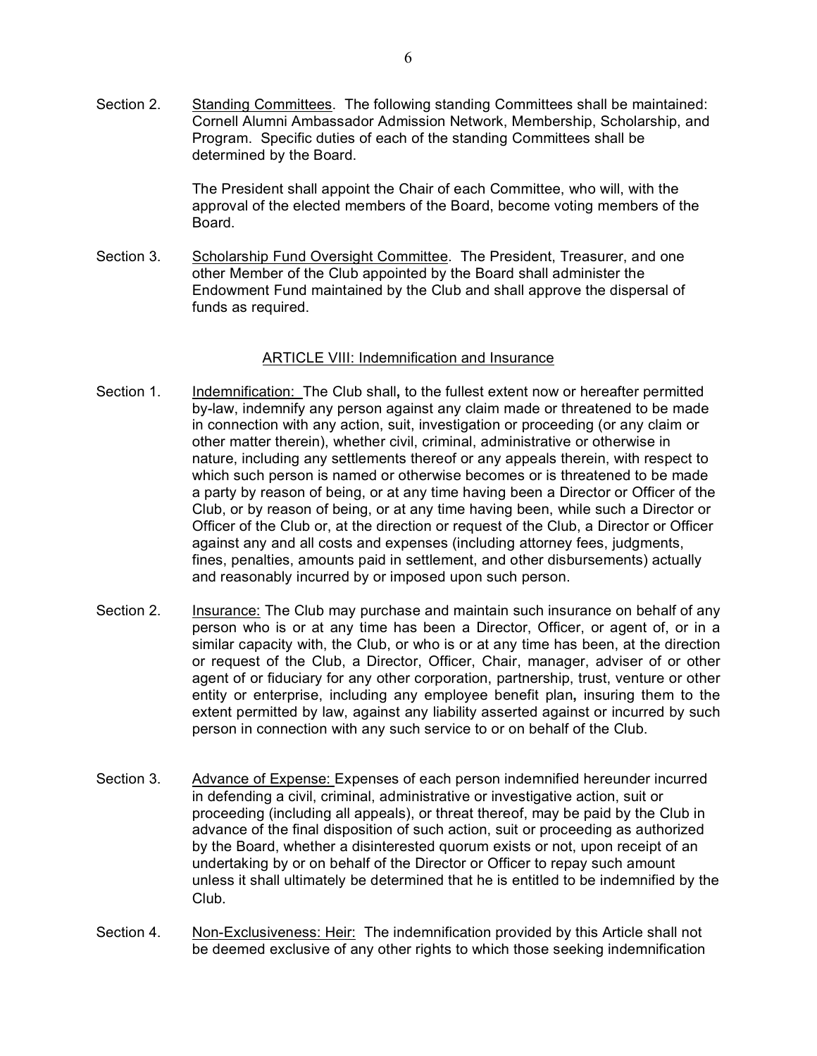Section 2. Standing Committees. The following standing Committees shall be maintained: Cornell Alumni Ambassador Admission Network, Membership, Scholarship, and Program. Specific duties of each of the standing Committees shall be determined by the Board.

The President shall appoint the Chair of each Committee, who will, with the approval of the elected members of the Board, become voting members of the Board.

Section 3. Scholarship Fund Oversight Committee. The President, Treasurer, and one other Member of the Club appointed by the Board shall administer the Endowment Fund maintained by the Club and shall approve the dispersal of funds as required.

## ARTICLE VIII: Indemnification and Insurance

Section 1. Indemnification: The Club shall**,** to the fullest extent now or hereafter permitted by-law, indemnify any person against any claim made or threatened to be made in connection with any action, suit, investigation or proceeding (or any claim or other matter therein), whether civil, criminal, administrative or otherwise in nature, including any settlements thereof or any appeals therein, with respect to which such person is named or otherwise becomes or is threatened to be made a party by reason of being, or at any time having been a Director or Officer of the Club, or by reason of being, or at any time having been, while such a Director or Officer of the Club or, at the direction or request of the Club, a Director or Officer against any and all costs and expenses (including attorney fees, judgments, fines, penalties, amounts paid in settlement, and other disbursements) actually and reasonably incurred by or imposed upon such person.

Section 2. Insurance: The Club may purchase and maintain such insurance on behalf of any person who is or at any time has been a Director, Officer, or agent of, or in a similar capacity with, the Club, or who is or at any time has been, at the direction or request of the Club, a Director, Officer, Chair, manager, adviser of or other agent of or fiduciary for any other corporation, partnership, trust, venture or other entity or enterprise, including any employee benefit plan**,** insuring them to the extent permitted by law, against any liability asserted against or incurred by such person in connection with any such service to or on behalf of the Club.

Section 3. Advance of Expense: Expenses of each person indemnified hereunder incurred in defending a civil, criminal, administrative or investigative action, suit or proceeding (including all appeals), or threat thereof, may be paid by the Club in advance of the final disposition of such action, suit or proceeding as authorized by the Board, whether a disinterested quorum exists or not, upon receipt of an undertaking by or on behalf of the Director or Officer to repay such amount unless it shall ultimately be determined that he is entitled to be indemnified by the Club.

Section 4. Non-Exclusiveness: Heir: The indemnification provided by this Article shall not be deemed exclusive of any other rights to which those seeking indemnification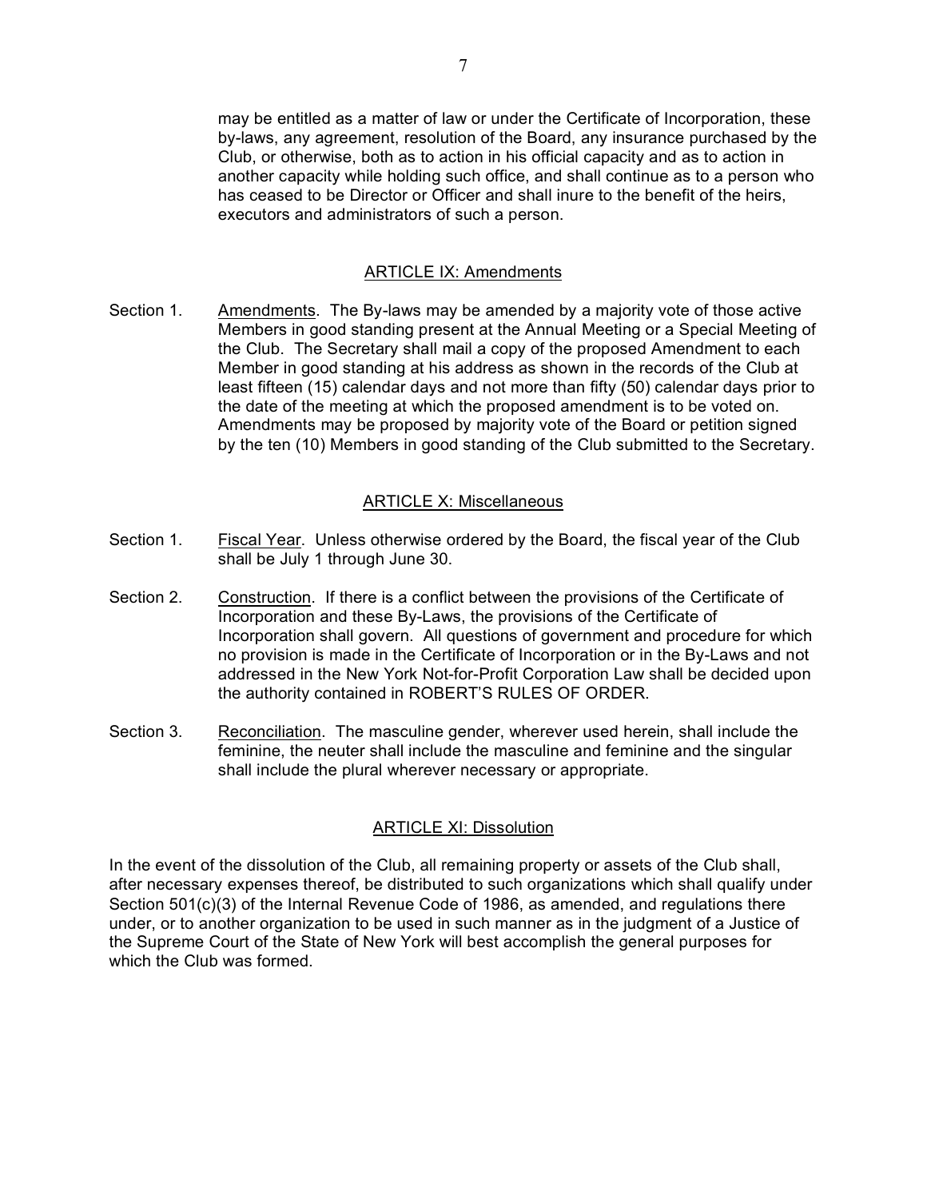may be entitled as a matter of law or under the Certificate of Incorporation, these by-laws, any agreement, resolution of the Board, any insurance purchased by the Club, or otherwise, both as to action in his official capacity and as to action in another capacity while holding such office, and shall continue as to a person who has ceased to be Director or Officer and shall inure to the benefit of the heirs, executors and administrators of such a person.

## ARTICLE IX: Amendments

Section 1. Amendments. The By-laws may be amended by a majority vote of those active Members in good standing present at the Annual Meeting or a Special Meeting of the Club. The Secretary shall mail a copy of the proposed Amendment to each Member in good standing at his address as shown in the records of the Club at least fifteen (15) calendar days and not more than fifty (50) calendar days prior to the date of the meeting at which the proposed amendment is to be voted on. Amendments may be proposed by majority vote of the Board or petition signed by the ten (10) Members in good standing of the Club submitted to the Secretary.

## ARTICLE X: Miscellaneous

Section 1. Fiscal Year. Unless otherwise ordered by the Board, the fiscal year of the Club shall be July 1 through June 30.

Section 2. Construction. If there is a conflict between the provisions of the Certificate of Incorporation and these By-Laws, the provisions of the Certificate of Incorporation shall govern. All questions of government and procedure for which no provision is made in the Certificate of Incorporation or in the By-Laws and not addressed in the New York Not-for-Profit Corporation Law shall be decided upon the authority contained in ROBERT'S RULES OF ORDER.

Section 3. Reconciliation. The masculine gender, wherever used herein, shall include the feminine, the neuter shall include the masculine and feminine and the singular shall include the plural wherever necessary or appropriate.

## ARTICLE XI: Dissolution

In the event of the dissolution of the Club, all remaining property or assets of the Club shall, after necessary expenses thereof, be distributed to such organizations which shall qualify under Section 501(c)(3) of the Internal Revenue Code of 1986, as amended, and regulations there under, or to another organization to be used in such manner as in the judgment of a Justice of the Supreme Court of the State of New York will best accomplish the general purposes for which the Club was formed.